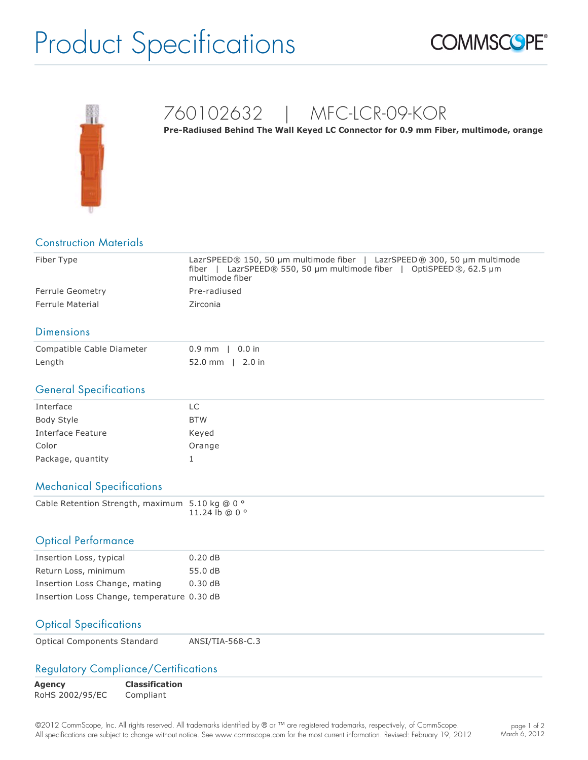# Product Specifications

## 760102632 | MFC-LCR-09-KOR

**Pre-Radiused Behind The Wall Keyed LC Connector for 0.9 mm Fiber, multimode, orange**

### Construction Materials

| | |
|---|---|
| Fiber Type | LazrSPEED® 150, 50 µm multimode fiber \| LazrSPEED® 300, 50 µm multimode fiber \| LazrSPEED® 550, 50 µm multimode fiber \| OptiSPEED®, 62.5 µm multimode fiber |
| Ferrule Geometry | Pre-radiused |
| Ferrule Material | Zirconia |

### Dimensions

| | |
|---|---|
| Compatible Cable Diameter | 0.9 mm \| 0.0 in |
| Length | 52.0 mm \| 2.0 in |

### General Specifications

| | |
|---|---|
| Interface | LC |
| Body Style | BTW |
| Interface Feature | Keyed |
| Color | Orange |
| Package, quantity | 1 |

### Mechanical Specifications

| | |
|---|---|
| Cable Retention Strength, maximum | 5.10 kg @ 0 °<br>11.24 lb @ 0 ° |

### Optical Performance

| | |
|---|---|
| Insertion Loss, typical | 0.20 dB |
| Return Loss, minimum | 55.0 dB |
| Insertion Loss Change, mating | 0.30 dB |
| Insertion Loss Change, temperature | 0.30 dB |

### Optical Specifications

| | |
|---|---|
| Optical Components Standard | ANSI/TIA-568-C.3 |

### Regulatory Compliance/Certifications

| **Agency** | **Classification** |
|---|---|
| RoHS 2002/95/EC | Compliant |

©2012 CommScope, Inc. All rights reserved. All trademarks identified by ® or ™ are registered trademarks, respectively, of CommScope. All specifications are subject to change without notice. See www.commscope.com for the most current information. Revised: February 19, 2012

March 6, 2012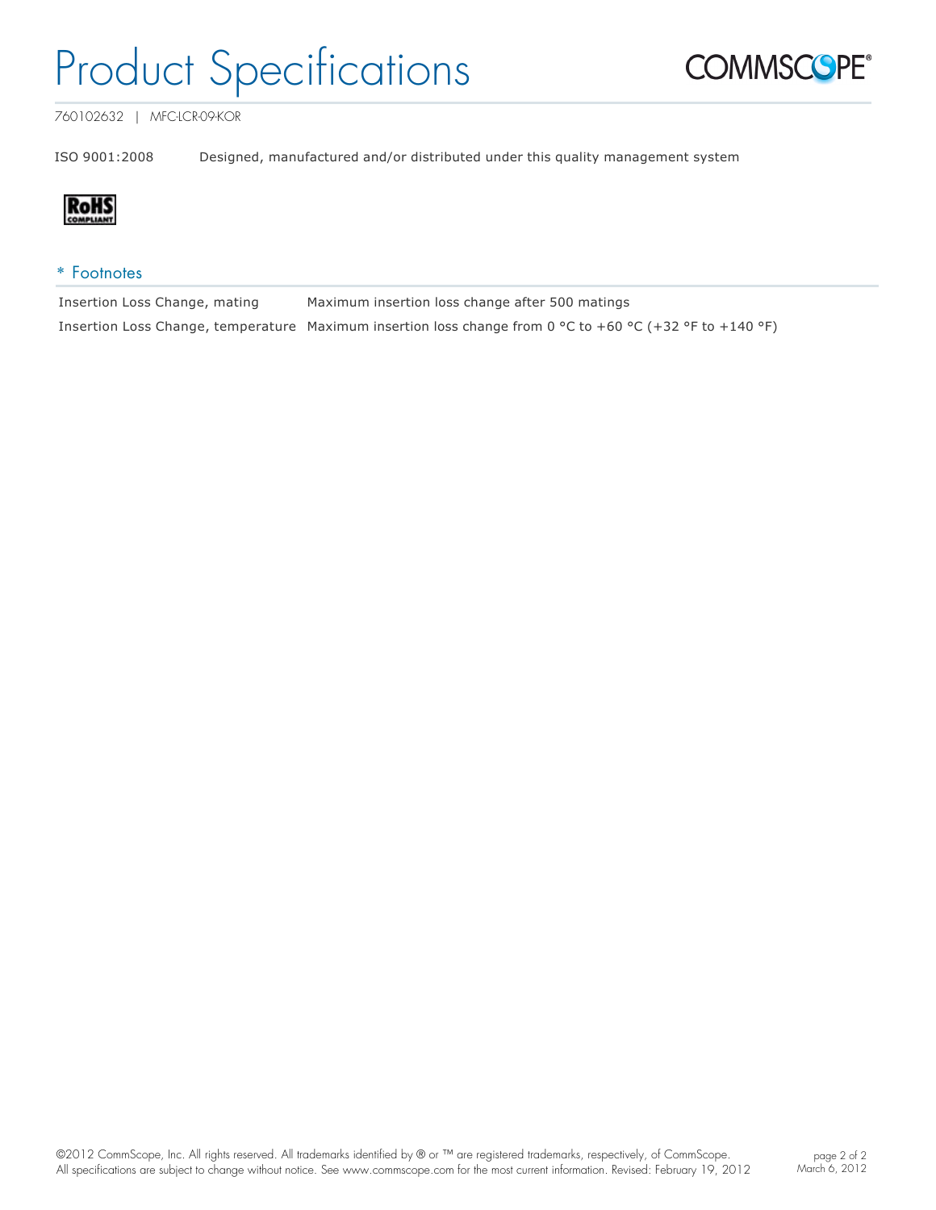760102632 | MFC-LCR-09-KOR

ISO 9001:2008 Designed, manufactured and/or distributed under this quality management system

RoHS COMPLIANT

## * Footnotes

| | |
|---|---|
| Insertion Loss Change, mating | Maximum insertion loss change after 500 matings |
| Insertion Loss Change, temperature | Maximum insertion loss change from 0 °C to +60 °C (+32 °F to +140 °F) |

©2012 CommScope, Inc. All rights reserved. All trademarks identified by ® or ™ are registered trademarks, respectively, of CommScope. All specifications are subject to change without notice. See www.commscope.com for the most current information. Revised: February 19, 2012

March 6, 2012